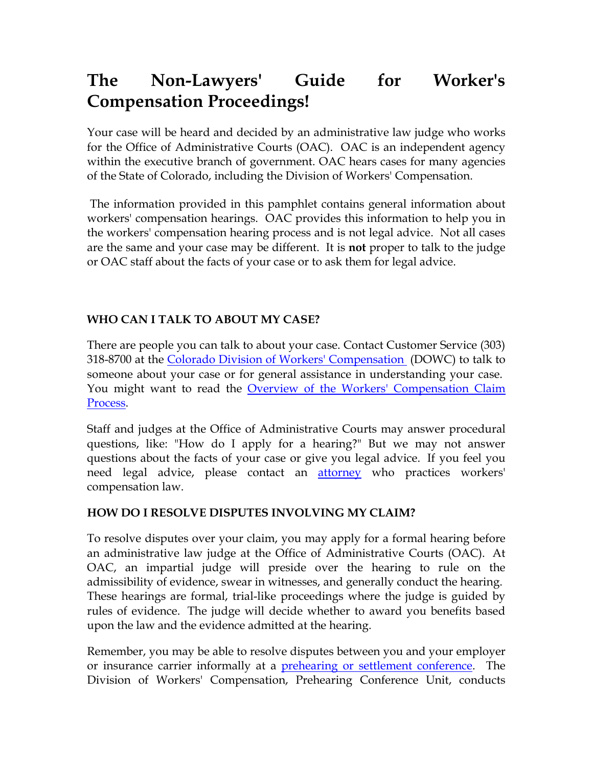# The Non-Lawyers' Guide for Worker's Compensation Proceedings!

Your case will be heard and decided by an administrative law judge who works for the Office of Administrative Courts (OAC). OAC is an independent agency within the executive branch of government. OAC hears cases for many agencies of the State of Colorado, including the Division of Workers' Compensation.

The information provided in this pamphlet contains general information about workers' compensation hearings. OAC provides this information to help you in the workers' compensation hearing process and is not legal advice. Not all cases are the same and your case may be different. It is **not** proper to talk to the judge or OAC staff about the facts of your case or to ask them for legal advice.

### WHO CAN I TALK TO ABOUT MY CASE?

There are people you can talk to about your case. Contact Customer Service (303) 318-8700 at the Colorado Division of Workers' Compensation (DOWC) to talk to someone about your case or for general assistance in understanding your case. You might want to read the Overview of the Workers' Compensation Claim Process.

Staff and judges at the Office of Administrative Courts may answer procedural questions, like: "How do I apply for a hearing?" But we may not answer questions about the facts of your case or give you legal advice. If you feel you need legal advice, please contact an attorney who practices workers' compensation law.

### HOW DO I RESOLVE DISPUTES INVOLVING MY CLAIM?

To resolve disputes over your claim, you may apply for a formal hearing before an administrative law judge at the Office of Administrative Courts (OAC). At OAC, an impartial judge will preside over the hearing to rule on the admissibility of evidence, swear in witnesses, and generally conduct the hearing. These hearings are formal, trial-like proceedings where the judge is guided by rules of evidence. The judge will decide whether to award you benefits based upon the law and the evidence admitted at the hearing.

Remember, you may be able to resolve disputes between you and your employer or insurance carrier informally at a prehearing or settlement conference. The Division of Workers' Compensation, Prehearing Conference Unit, conducts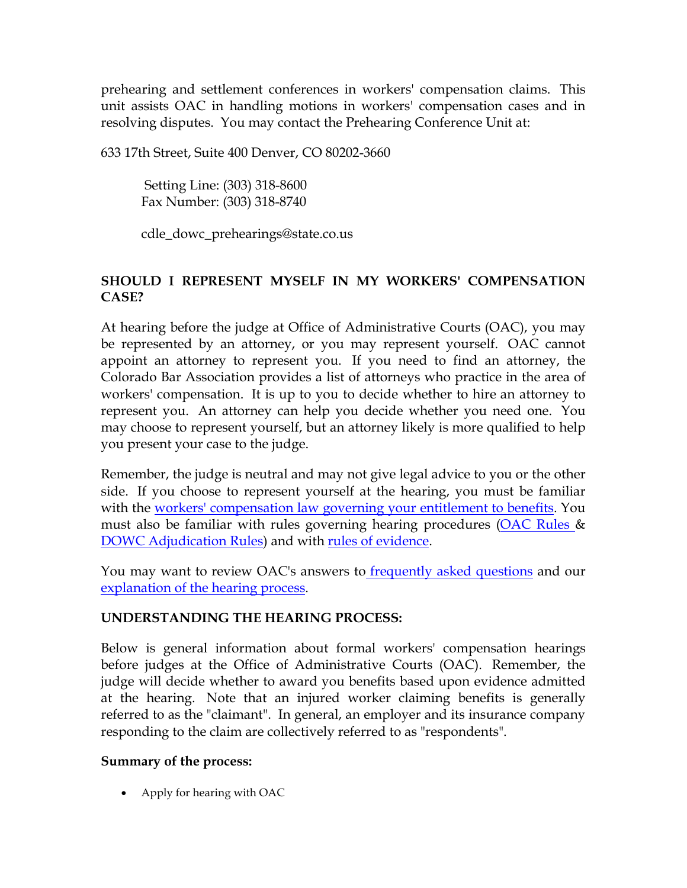prehearing and settlement conferences in workers' compensation claims. This unit assists OAC in handling motions in workers' compensation cases and in resolving disputes. You may contact the Prehearing Conference Unit at:

633 17th Street, Suite 400 Denver, CO 80202-3660

Setting Line: (303) 318-8600
Fax Number: (303) 318-8740

cdle_dowc_prehearings@state.co.us

## SHOULD I REPRESENT MYSELF IN MY WORKERS' COMPENSATION CASE?

At hearing before the judge at Office of Administrative Courts (OAC), you may be represented by an attorney, or you may represent yourself. OAC cannot appoint an attorney to represent you. If you need to find an attorney, the Colorado Bar Association provides a list of attorneys who practice in the area of workers' compensation. It is up to you to decide whether to hire an attorney to represent you. An attorney can help you decide whether you need one. You may choose to represent yourself, but an attorney likely is more qualified to help you present your case to the judge.

Remember, the judge is neutral and may not give legal advice to you or the other side. If you choose to represent yourself at the hearing, you must be familiar with the workers' compensation law governing your entitlement to benefits. You must also be familiar with rules governing hearing procedures (OAC Rules & DOWC Adjudication Rules) and with rules of evidence.

You may want to review OAC's answers to frequently asked questions and our explanation of the hearing process.

## UNDERSTANDING THE HEARING PROCESS:

Below is general information about formal workers' compensation hearings before judges at the Office of Administrative Courts (OAC). Remember, the judge will decide whether to award you benefits based upon evidence admitted at the hearing. Note that an injured worker claiming benefits is generally referred to as the "claimant". In general, an employer and its insurance company responding to the claim are collectively referred to as "respondents".

**Summary of the process:**

- Apply for hearing with OAC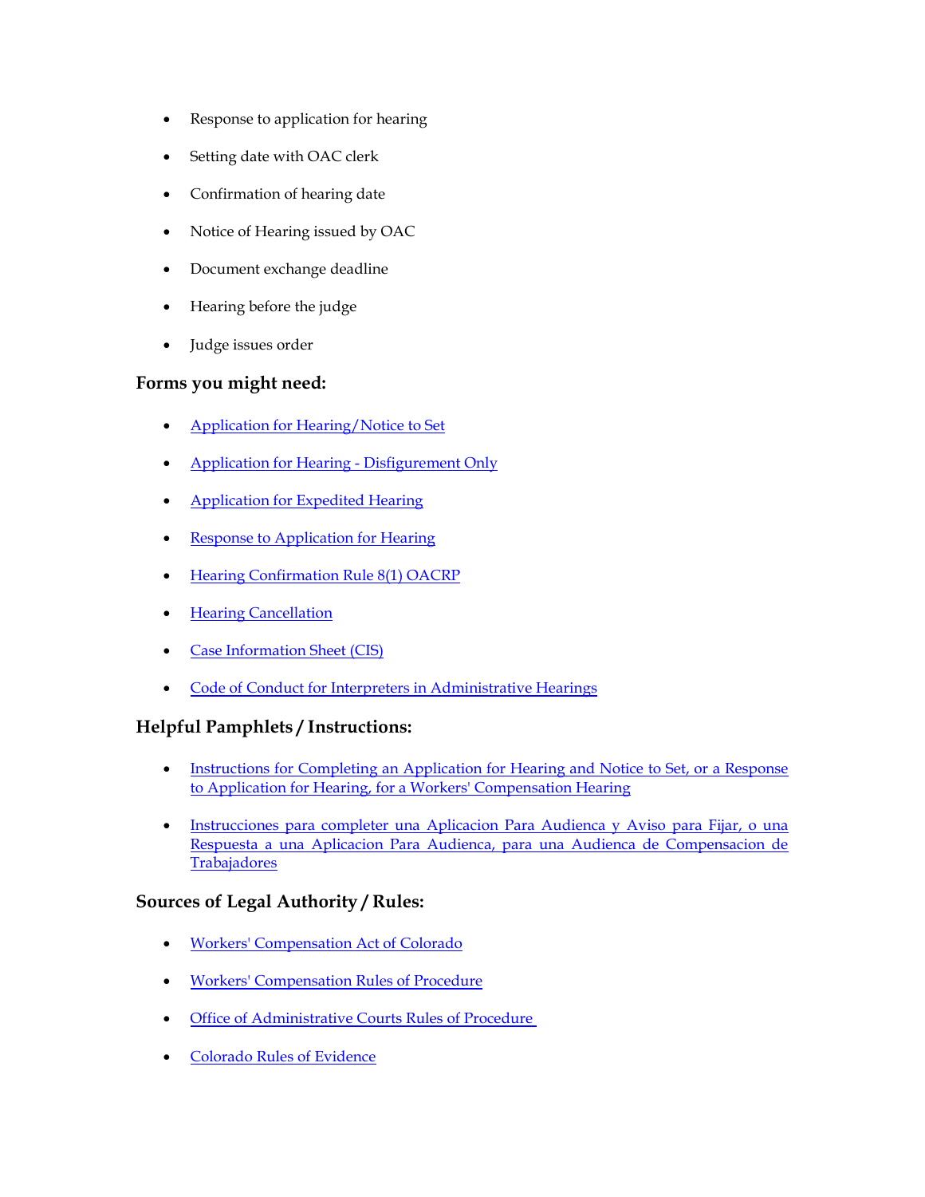- Response to application for hearing
- Setting date with OAC clerk
- Confirmation of hearing date
- Notice of Hearing issued by OAC
- Document exchange deadline
- Hearing before the judge
- Judge issues order

### Forms you might need:

- Application for Hearing/Notice to Set
- Application for Hearing - Disfigurement Only
- Application for Expedited Hearing
- Response to Application for Hearing
- Hearing Confirmation Rule 8(1) OACRP
- Hearing Cancellation
- Case Information Sheet (CIS)
- Code of Conduct for Interpreters in Administrative Hearings

### Helpful Pamphlets / Instructions:

- Instructions for Completing an Application for Hearing and Notice to Set, or a Response to Application for Hearing, for a Workers' Compensation Hearing
- Instrucciones para completer una Aplicacion Para Audienca y Aviso para Fijar, o una Respuesta a una Aplicacion Para Audienca, para una Audienca de Compensacion de Trabajadores

### Sources of Legal Authority / Rules:

- Workers' Compensation Act of Colorado
- Workers' Compensation Rules of Procedure
- Office of Administrative Courts Rules of Procedure
- Colorado Rules of Evidence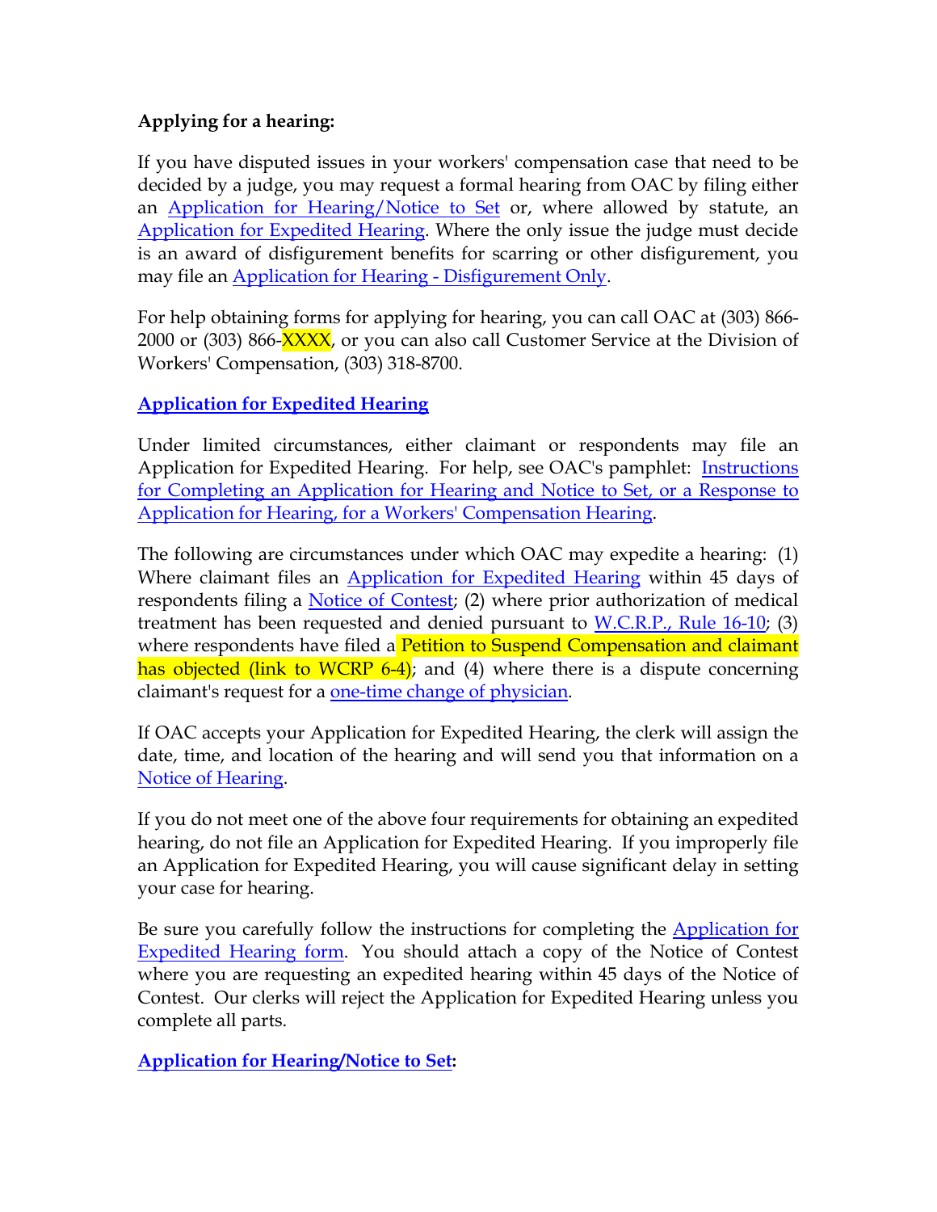**Applying for a hearing:**

If you have disputed issues in your workers' compensation case that need to be decided by a judge, you may request a formal hearing from OAC by filing either an Application for Hearing/Notice to Set or, where allowed by statute, an Application for Expedited Hearing. Where the only issue the judge must decide is an award of disfigurement benefits for scarring or other disfigurement, you may file an Application for Hearing - Disfigurement Only.

For help obtaining forms for applying for hearing, you can call OAC at (303) 866-2000 or (303) 866-XXXX, or you can also call Customer Service at the Division of Workers' Compensation, (303) 318-8700.

**Application for Expedited Hearing**

Under limited circumstances, either claimant or respondents may file an Application for Expedited Hearing. For help, see OAC's pamphlet: Instructions for Completing an Application for Hearing and Notice to Set, or a Response to Application for Hearing, for a Workers' Compensation Hearing.

The following are circumstances under which OAC may expedite a hearing: (1) Where claimant files an Application for Expedited Hearing within 45 days of respondents filing a Notice of Contest; (2) where prior authorization of medical treatment has been requested and denied pursuant to W.C.R.P., Rule 16-10; (3) where respondents have filed a Petition to Suspend Compensation and claimant has objected (link to WCRP 6-4); and (4) where there is a dispute concerning claimant's request for a one-time change of physician.

If OAC accepts your Application for Expedited Hearing, the clerk will assign the date, time, and location of the hearing and will send you that information on a Notice of Hearing.

If you do not meet one of the above four requirements for obtaining an expedited hearing, do not file an Application for Expedited Hearing. If you improperly file an Application for Expedited Hearing, you will cause significant delay in setting your case for hearing.

Be sure you carefully follow the instructions for completing the Application for Expedited Hearing form. You should attach a copy of the Notice of Contest where you are requesting an expedited hearing within 45 days of the Notice of Contest. Our clerks will reject the Application for Expedited Hearing unless you complete all parts.

**Application for Hearing/Notice to Set:**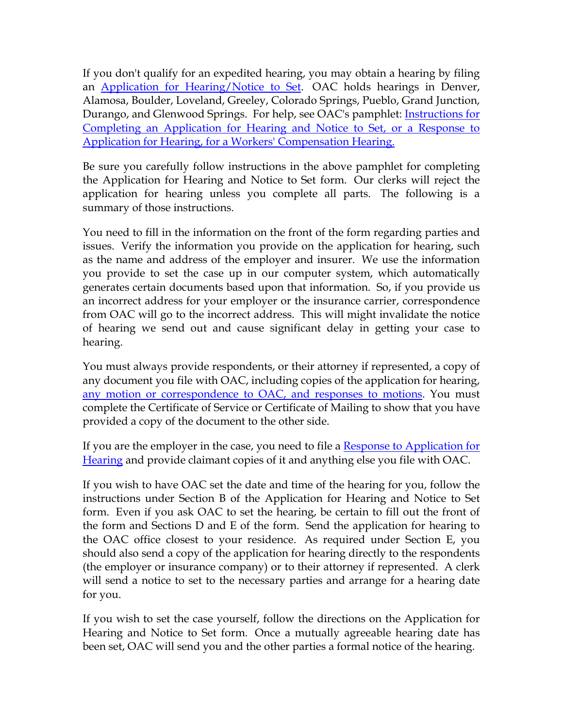If you don't qualify for an expedited hearing, you may obtain a hearing by filing an [Application for Hearing/Notice to Set](). OAC holds hearings in Denver, Alamosa, Boulder, Loveland, Greeley, Colorado Springs, Pueblo, Grand Junction, Durango, and Glenwood Springs. For help, see OAC's pamphlet: [Instructions for Completing an Application for Hearing and Notice to Set, or a Response to Application for Hearing, for a Workers' Compensation Hearing.]()

Be sure you carefully follow instructions in the above pamphlet for completing the Application for Hearing and Notice to Set form. Our clerks will reject the application for hearing unless you complete all parts. The following is a summary of those instructions.

You need to fill in the information on the front of the form regarding parties and issues. Verify the information you provide on the application for hearing, such as the name and address of the employer and insurer. We use the information you provide to set the case up in our computer system, which automatically generates certain documents based upon that information. So, if you provide us an incorrect address for your employer or the insurance carrier, correspondence from OAC will go to the incorrect address. This will might invalidate the notice of hearing we send out and cause significant delay in getting your case to hearing.

You must always provide respondents, or their attorney if represented, a copy of any document you file with OAC, including copies of the application for hearing, [any motion or correspondence to OAC, and responses to motions](). You must complete the Certificate of Service or Certificate of Mailing to show that you have provided a copy of the document to the other side.

If you are the employer in the case, you need to file a [Response to Application for Hearing]() and provide claimant copies of it and anything else you file with OAC.

If you wish to have OAC set the date and time of the hearing for you, follow the instructions under Section B of the Application for Hearing and Notice to Set form. Even if you ask OAC to set the hearing, be certain to fill out the front of the form and Sections D and E of the form. Send the application for hearing to the OAC office closest to your residence. As required under Section E, you should also send a copy of the application for hearing directly to the respondents (the employer or insurance company) or to their attorney if represented. A clerk will send a notice to set to the necessary parties and arrange for a hearing date for you.

If you wish to set the case yourself, follow the directions on the Application for Hearing and Notice to Set form. Once a mutually agreeable hearing date has been set, OAC will send you and the other parties a formal notice of the hearing.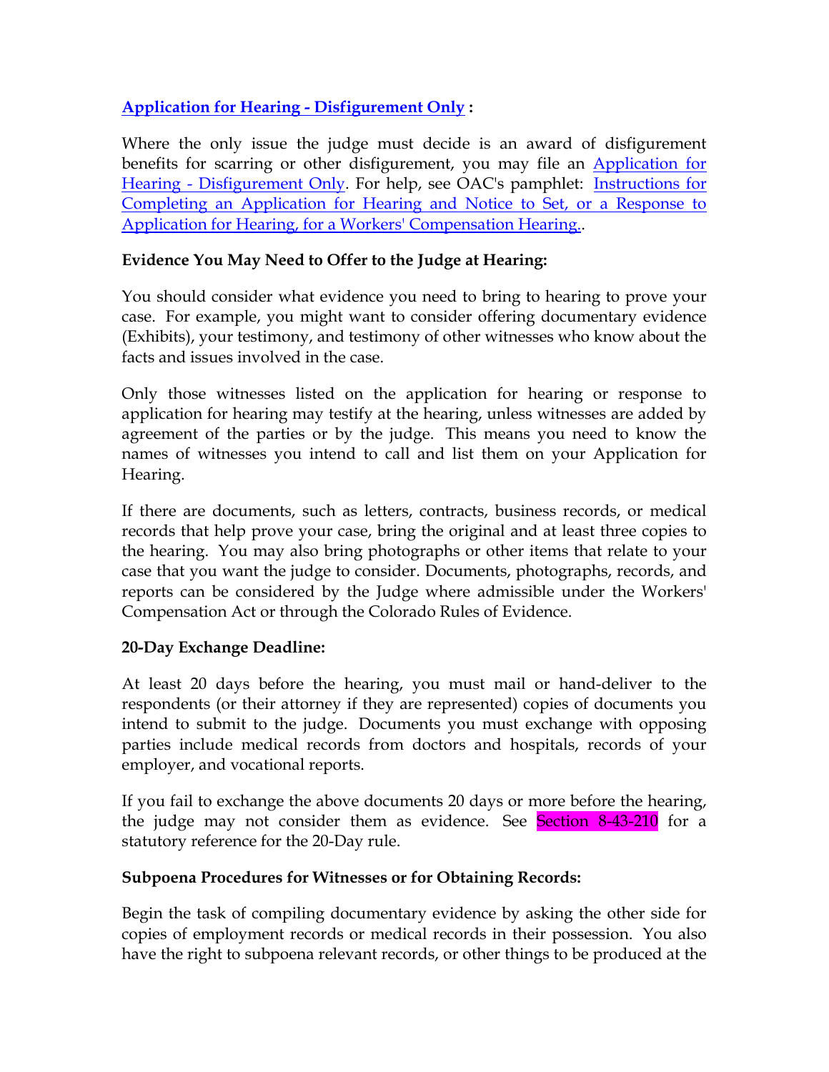**Application for Hearing - Disfigurement Only :**

Where the only issue the judge must decide is an award of disfigurement benefits for scarring or other disfigurement, you may file an Application for Hearing - Disfigurement Only. For help, see OAC's pamphlet: Instructions for Completing an Application for Hearing and Notice to Set, or a Response to Application for Hearing, for a Workers' Compensation Hearing..

**Evidence You May Need to Offer to the Judge at Hearing:**

You should consider what evidence you need to bring to hearing to prove your case. For example, you might want to consider offering documentary evidence (Exhibits), your testimony, and testimony of other witnesses who know about the facts and issues involved in the case.

Only those witnesses listed on the application for hearing or response to application for hearing may testify at the hearing, unless witnesses are added by agreement of the parties or by the judge. This means you need to know the names of witnesses you intend to call and list them on your Application for Hearing.

If there are documents, such as letters, contracts, business records, or medical records that help prove your case, bring the original and at least three copies to the hearing. You may also bring photographs or other items that relate to your case that you want the judge to consider. Documents, photographs, records, and reports can be considered by the Judge where admissible under the Workers' Compensation Act or through the Colorado Rules of Evidence.

**20-Day Exchange Deadline:**

At least 20 days before the hearing, you must mail or hand-deliver to the respondents (or their attorney if they are represented) copies of documents you intend to submit to the judge. Documents you must exchange with opposing parties include medical records from doctors and hospitals, records of your employer, and vocational reports.

If you fail to exchange the above documents 20 days or more before the hearing, the judge may not consider them as evidence. See Section 8-43-210 for a statutory reference for the 20-Day rule.

**Subpoena Procedures for Witnesses or for Obtaining Records:**

Begin the task of compiling documentary evidence by asking the other side for copies of employment records or medical records in their possession. You also have the right to subpoena relevant records, or other things to be produced at the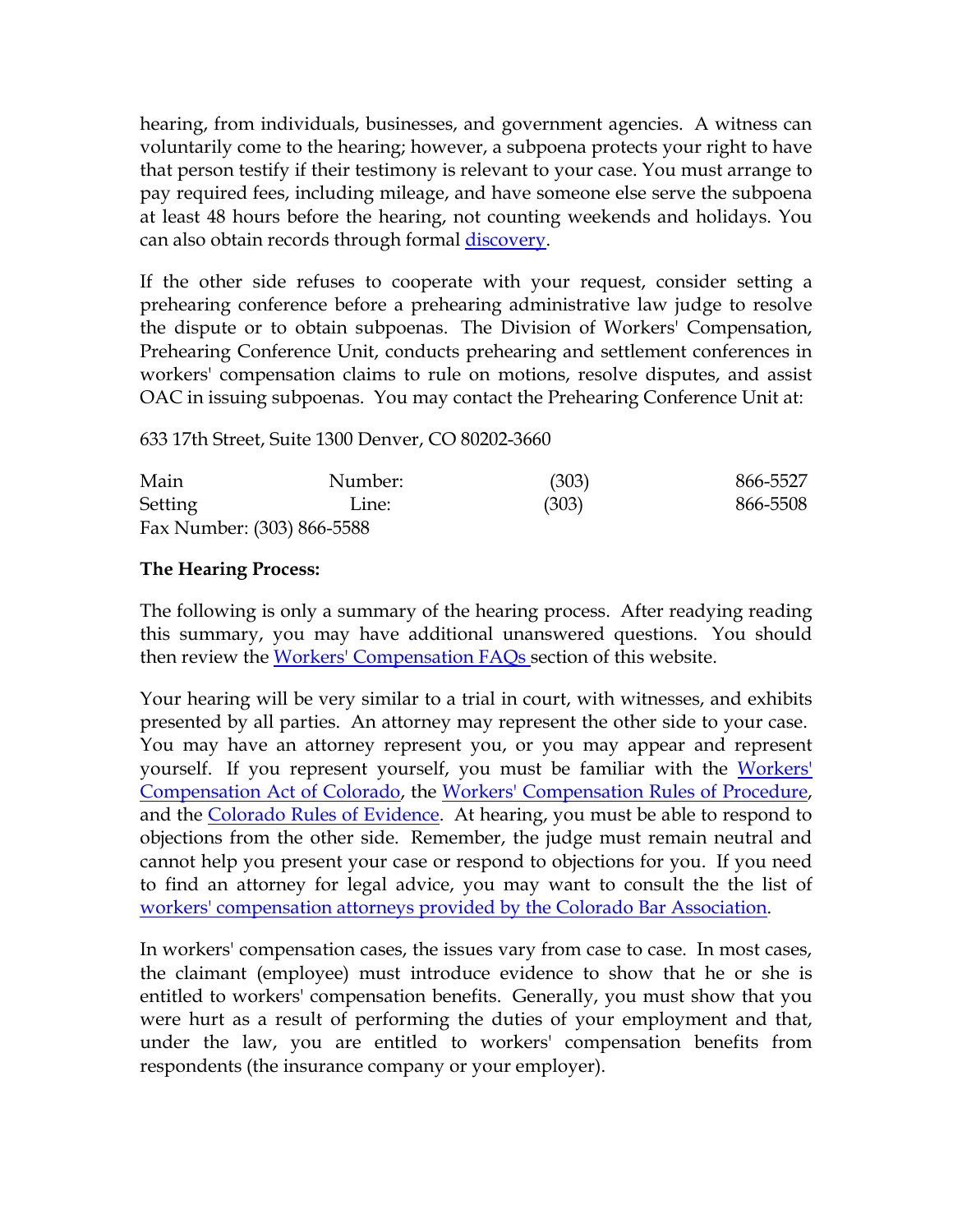hearing, from individuals, businesses, and government agencies. A witness can voluntarily come to the hearing; however, a subpoena protects your right to have that person testify if their testimony is relevant to your case. You must arrange to pay required fees, including mileage, and have someone else serve the subpoena at least 48 hours before the hearing, not counting weekends and holidays. You can also obtain records through formal discovery.

If the other side refuses to cooperate with your request, consider setting a prehearing conference before a prehearing administrative law judge to resolve the dispute or to obtain subpoenas. The Division of Workers' Compensation, Prehearing Conference Unit, conducts prehearing and settlement conferences in workers' compensation claims to rule on motions, resolve disputes, and assist OAC in issuing subpoenas. You may contact the Prehearing Conference Unit at:

633 17th Street, Suite 1300 Denver, CO 80202-3660

Main Number: (303) 866-5527
Setting Line: (303) 866-5508
Fax Number: (303) 866-5588

**The Hearing Process:**

The following is only a summary of the hearing process. After readying reading this summary, you may have additional unanswered questions. You should then review the Workers' Compensation FAQs section of this website.

Your hearing will be very similar to a trial in court, with witnesses, and exhibits presented by all parties. An attorney may represent the other side to your case. You may have an attorney represent you, or you may appear and represent yourself. If you represent yourself, you must be familiar with the Workers' Compensation Act of Colorado, the Workers' Compensation Rules of Procedure, and the Colorado Rules of Evidence. At hearing, you must be able to respond to objections from the other side. Remember, the judge must remain neutral and cannot help you present your case or respond to objections for you. If you need to find an attorney for legal advice, you may want to consult the the list of workers' compensation attorneys provided by the Colorado Bar Association.

In workers' compensation cases, the issues vary from case to case. In most cases, the claimant (employee) must introduce evidence to show that he or she is entitled to workers' compensation benefits. Generally, you must show that you were hurt as a result of performing the duties of your employment and that, under the law, you are entitled to workers' compensation benefits from respondents (the insurance company or your employer).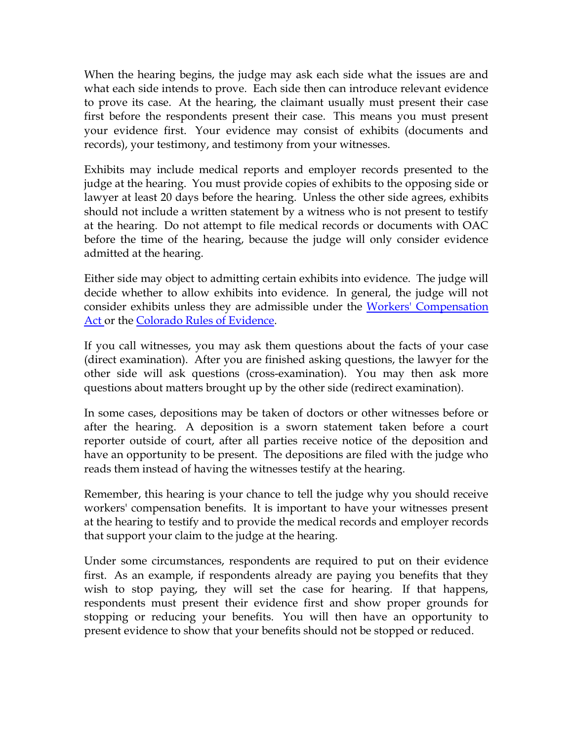When the hearing begins, the judge may ask each side what the issues are and what each side intends to prove. Each side then can introduce relevant evidence to prove its case. At the hearing, the claimant usually must present their case first before the respondents present their case. This means you must present your evidence first. Your evidence may consist of exhibits (documents and records), your testimony, and testimony from your witnesses.

Exhibits may include medical reports and employer records presented to the judge at the hearing. You must provide copies of exhibits to the opposing side or lawyer at least 20 days before the hearing. Unless the other side agrees, exhibits should not include a written statement by a witness who is not present to testify at the hearing. Do not attempt to file medical records or documents with OAC before the time of the hearing, because the judge will only consider evidence admitted at the hearing.

Either side may object to admitting certain exhibits into evidence. The judge will decide whether to allow exhibits into evidence. In general, the judge will not consider exhibits unless they are admissible under the Workers' Compensation Act or the Colorado Rules of Evidence.

If you call witnesses, you may ask them questions about the facts of your case (direct examination). After you are finished asking questions, the lawyer for the other side will ask questions (cross-examination). You may then ask more questions about matters brought up by the other side (redirect examination).

In some cases, depositions may be taken of doctors or other witnesses before or after the hearing. A deposition is a sworn statement taken before a court reporter outside of court, after all parties receive notice of the deposition and have an opportunity to be present. The depositions are filed with the judge who reads them instead of having the witnesses testify at the hearing.

Remember, this hearing is your chance to tell the judge why you should receive workers' compensation benefits. It is important to have your witnesses present at the hearing to testify and to provide the medical records and employer records that support your claim to the judge at the hearing.

Under some circumstances, respondents are required to put on their evidence first. As an example, if respondents already are paying you benefits that they wish to stop paying, they will set the case for hearing. If that happens, respondents must present their evidence first and show proper grounds for stopping or reducing your benefits. You will then have an opportunity to present evidence to show that your benefits should not be stopped or reduced.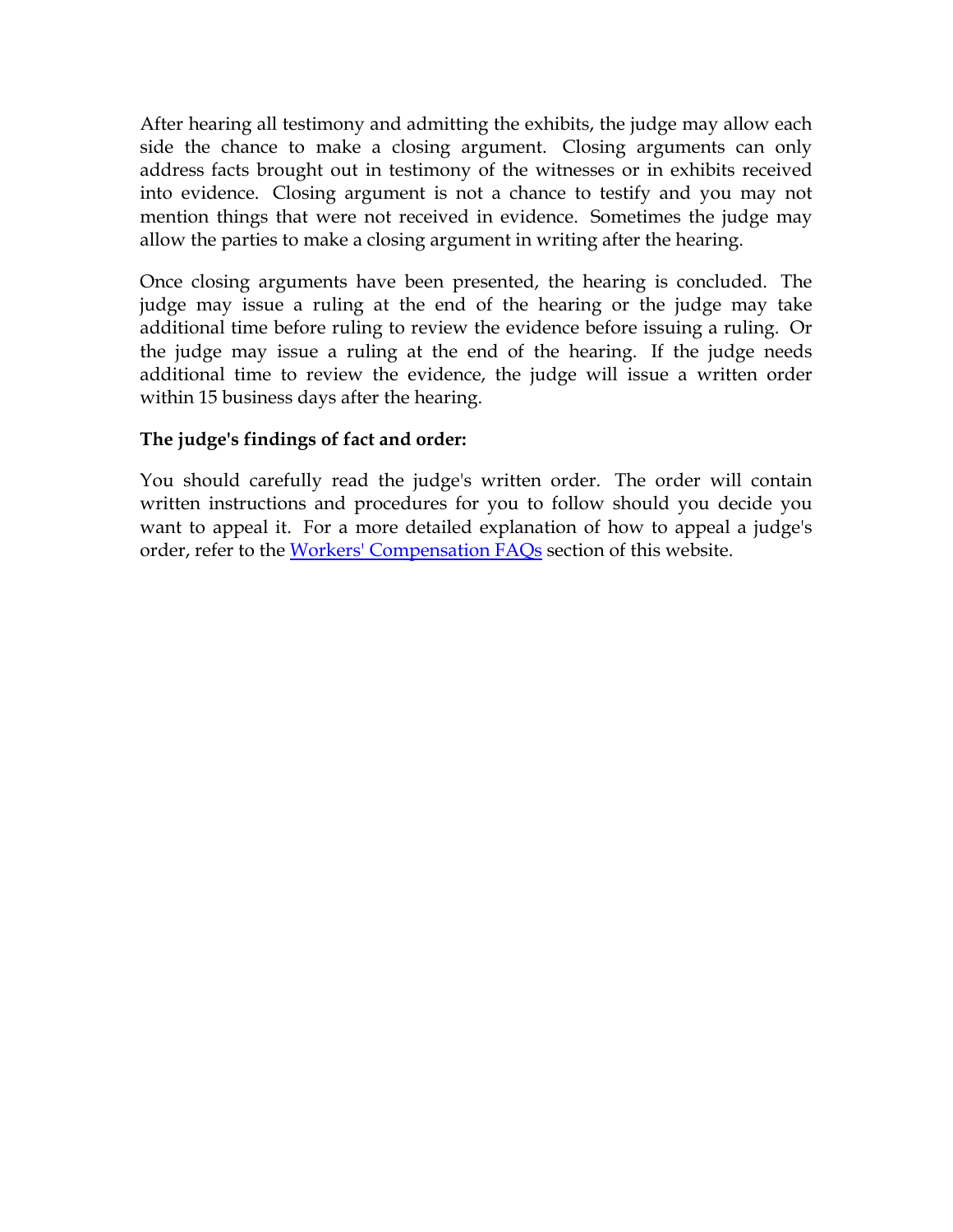After hearing all testimony and admitting the exhibits, the judge may allow each side the chance to make a closing argument. Closing arguments can only address facts brought out in testimony of the witnesses or in exhibits received into evidence. Closing argument is not a chance to testify and you may not mention things that were not received in evidence. Sometimes the judge may allow the parties to make a closing argument in writing after the hearing.

Once closing arguments have been presented, the hearing is concluded. The judge may issue a ruling at the end of the hearing or the judge may take additional time before ruling to review the evidence before issuing a ruling. Or the judge may issue a ruling at the end of the hearing. If the judge needs additional time to review the evidence, the judge will issue a written order within 15 business days after the hearing.

**The judge's findings of fact and order:**

You should carefully read the judge's written order. The order will contain written instructions and procedures for you to follow should you decide you want to appeal it. For a more detailed explanation of how to appeal a judge's order, refer to the [Workers' Compensation FAQs] section of this website.